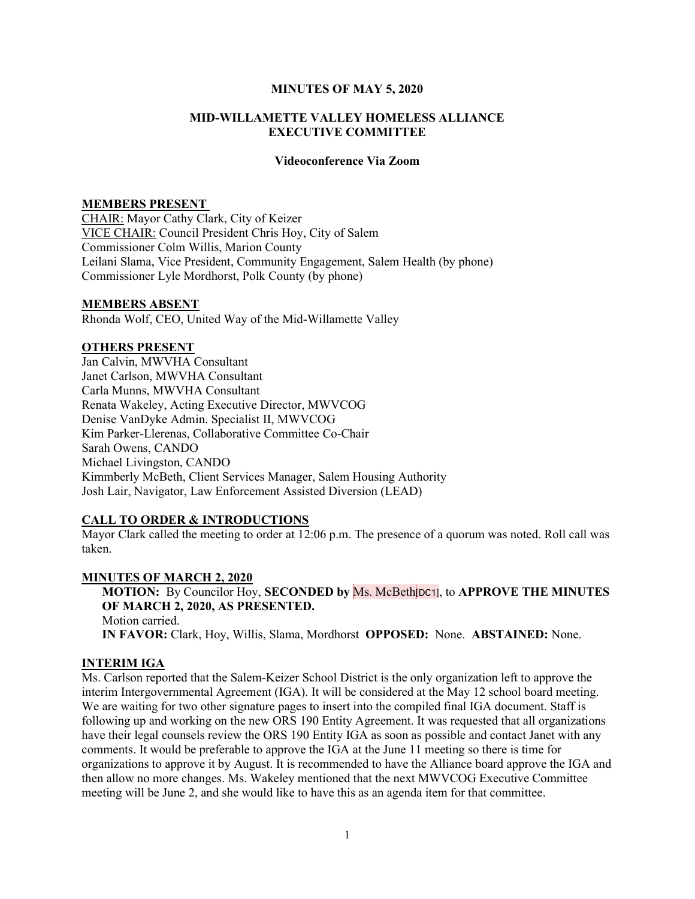**MINUTES OF MAY 5, 2020**

**MID-WILLAMETTE VALLEY HOMELESS ALLIANCE EXECUTIVE COMMITTEE**

**Videoconference Via Zoom**

## MEMBERS PRESENT

CHAIR: Mayor Cathy Clark, City of Keizer
VICE CHAIR: Council President Chris Hoy, City of Salem
Commissioner Colm Willis, Marion County
Leilani Slama, Vice President, Community Engagement, Salem Health (by phone)
Commissioner Lyle Mordhorst, Polk County (by phone)

## MEMBERS ABSENT

Rhonda Wolf, CEO, United Way of the Mid-Willamette Valley

## OTHERS PRESENT

Jan Calvin, MWVHA Consultant
Janet Carlson, MWVHA Consultant
Carla Munns, MWVHA Consultant
Renata Wakeley, Acting Executive Director, MWVCOG
Denise VanDyke Admin. Specialist II, MWVCOG
Kim Parker-Llerenas, Collaborative Committee Co-Chair
Sarah Owens, CANDO
Michael Livingston, CANDO
Kimmberly McBeth, Client Services Manager, Salem Housing Authority
Josh Lair, Navigator, Law Enforcement Assisted Diversion (LEAD)

## CALL TO ORDER & INTRODUCTIONS

Mayor Clark called the meeting to order at 12:06 p.m. The presence of a quorum was noted. Roll call was taken.

## MINUTES OF MARCH 2, 2020

**MOTION:** By Councilor Hoy, **SECONDED by** Ms. McBeth[DC1], to **APPROVE THE MINUTES OF MARCH 2, 2020, AS PRESENTED.**
Motion carried.
**IN FAVOR:** Clark, Hoy, Willis, Slama, Mordhorst **OPPOSED:** None. **ABSTAINED:** None.

## INTERIM IGA

Ms. Carlson reported that the Salem-Keizer School District is the only organization left to approve the interim Intergovernmental Agreement (IGA). It will be considered at the May 12 school board meeting. We are waiting for two other signature pages to insert into the compiled final IGA document. Staff is following up and working on the new ORS 190 Entity Agreement. It was requested that all organizations have their legal counsels review the ORS 190 Entity IGA as soon as possible and contact Janet with any comments. It would be preferable to approve the IGA at the June 11 meeting so there is time for organizations to approve it by August. It is recommended to have the Alliance board approve the IGA and then allow no more changes. Ms. Wakeley mentioned that the next MWVCOG Executive Committee meeting will be June 2, and she would like to have this as an agenda item for that committee.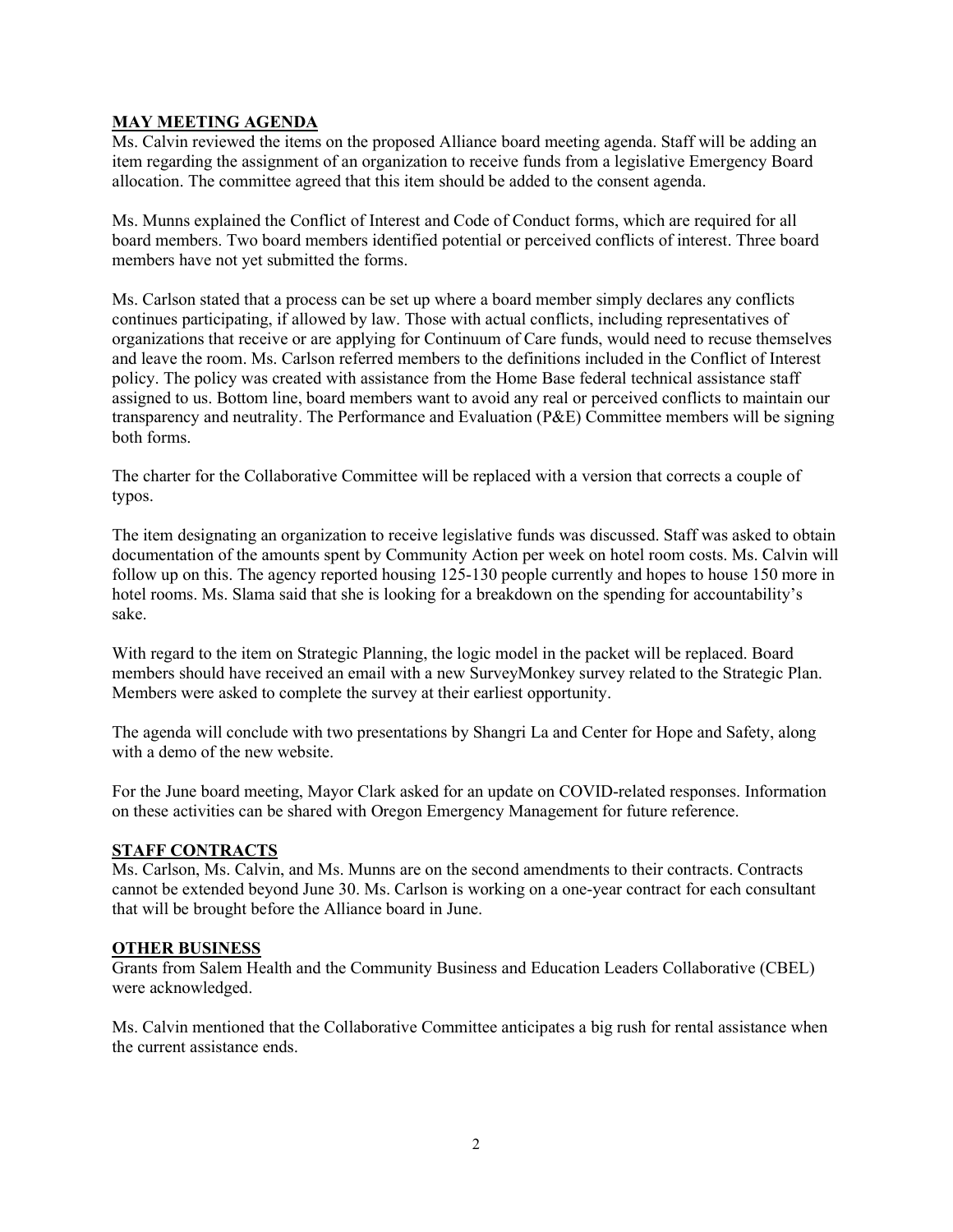## MAY MEETING AGENDA

Ms. Calvin reviewed the items on the proposed Alliance board meeting agenda. Staff will be adding an item regarding the assignment of an organization to receive funds from a legislative Emergency Board allocation. The committee agreed that this item should be added to the consent agenda.

Ms. Munns explained the Conflict of Interest and Code of Conduct forms, which are required for all board members. Two board members identified potential or perceived conflicts of interest. Three board members have not yet submitted the forms.

Ms. Carlson stated that a process can be set up where a board member simply declares any conflicts continues participating, if allowed by law. Those with actual conflicts, including representatives of organizations that receive or are applying for Continuum of Care funds, would need to recuse themselves and leave the room. Ms. Carlson referred members to the definitions included in the Conflict of Interest policy. The policy was created with assistance from the Home Base federal technical assistance staff assigned to us. Bottom line, board members want to avoid any real or perceived conflicts to maintain our transparency and neutrality. The Performance and Evaluation (P&E) Committee members will be signing both forms.

The charter for the Collaborative Committee will be replaced with a version that corrects a couple of typos.

The item designating an organization to receive legislative funds was discussed. Staff was asked to obtain documentation of the amounts spent by Community Action per week on hotel room costs. Ms. Calvin will follow up on this. The agency reported housing 125-130 people currently and hopes to house 150 more in hotel rooms. Ms. Slama said that she is looking for a breakdown on the spending for accountability's sake.

With regard to the item on Strategic Planning, the logic model in the packet will be replaced. Board members should have received an email with a new SurveyMonkey survey related to the Strategic Plan. Members were asked to complete the survey at their earliest opportunity.

The agenda will conclude with two presentations by Shangri La and Center for Hope and Safety, along with a demo of the new website.

For the June board meeting, Mayor Clark asked for an update on COVID-related responses. Information on these activities can be shared with Oregon Emergency Management for future reference.

## STAFF CONTRACTS

Ms. Carlson, Ms. Calvin, and Ms. Munns are on the second amendments to their contracts. Contracts cannot be extended beyond June 30. Ms. Carlson is working on a one-year contract for each consultant that will be brought before the Alliance board in June.

## OTHER BUSINESS

Grants from Salem Health and the Community Business and Education Leaders Collaborative (CBEL) were acknowledged.

Ms. Calvin mentioned that the Collaborative Committee anticipates a big rush for rental assistance when the current assistance ends.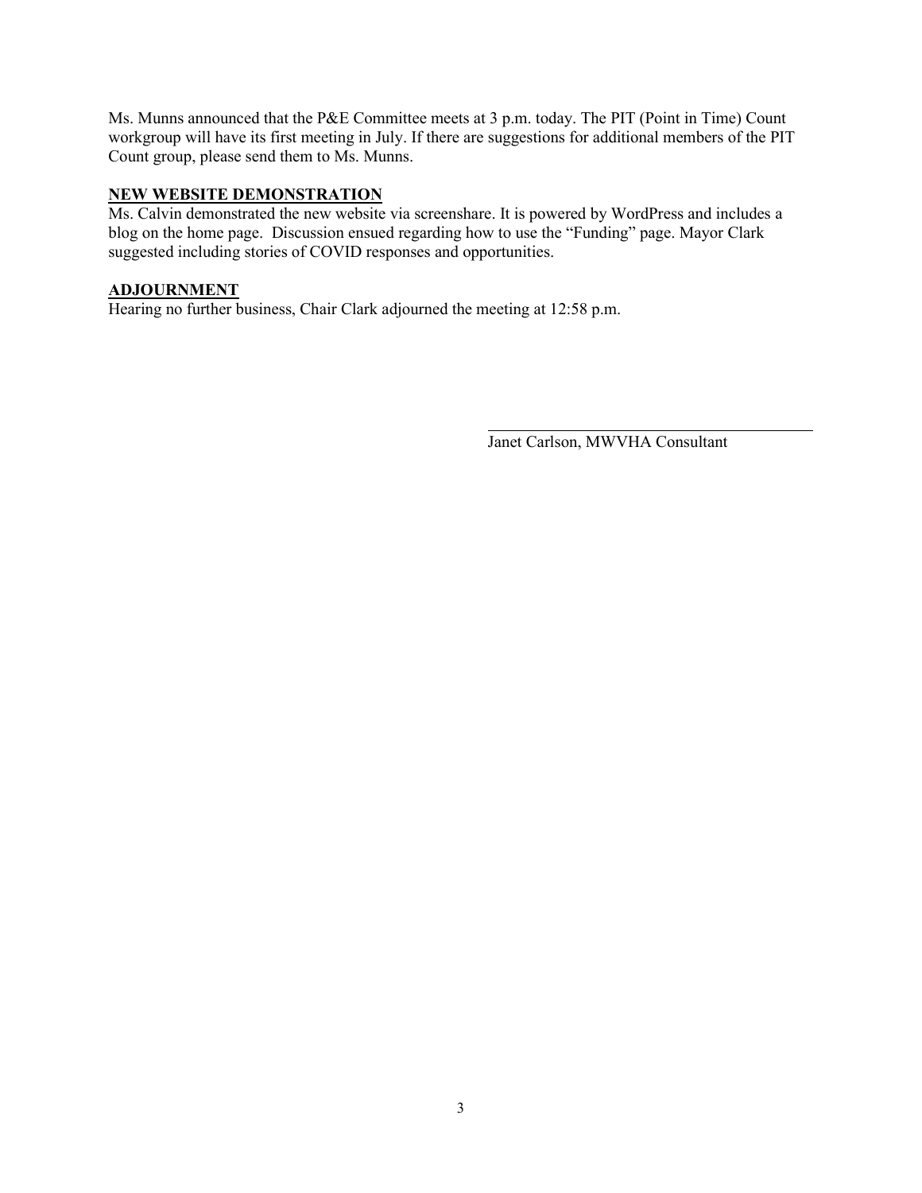Ms. Munns announced that the P&E Committee meets at 3 p.m. today. The PIT (Point in Time) Count workgroup will have its first meeting in July. If there are suggestions for additional members of the PIT Count group, please send them to Ms. Munns.

**NEW WEBSITE DEMONSTRATION**

Ms. Calvin demonstrated the new website via screenshare. It is powered by WordPress and includes a blog on the home page. Discussion ensued regarding how to use the "Funding" page. Mayor Clark suggested including stories of COVID responses and opportunities.

**ADJOURNMENT**

Hearing no further business, Chair Clark adjourned the meeting at 12:58 p.m.

Janet Carlson, MWVHA Consultant